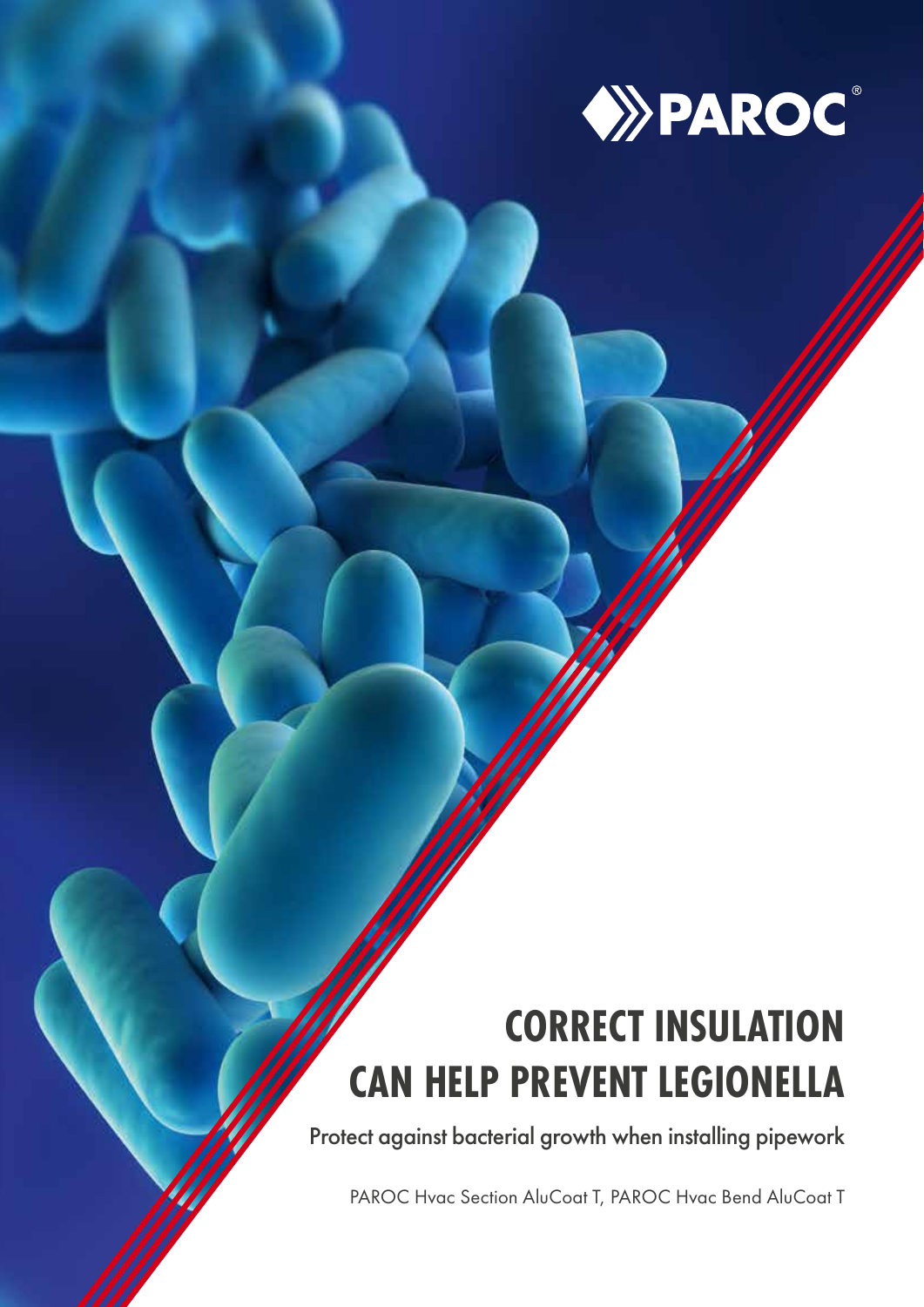PAROC®

# CORRECT INSULATION CAN HELP PREVENT LEGIONELLA

Protect against bacterial growth when installing pipework

PAROC Hvac Section AluCoat T, PAROC Hvac Bend AluCoat T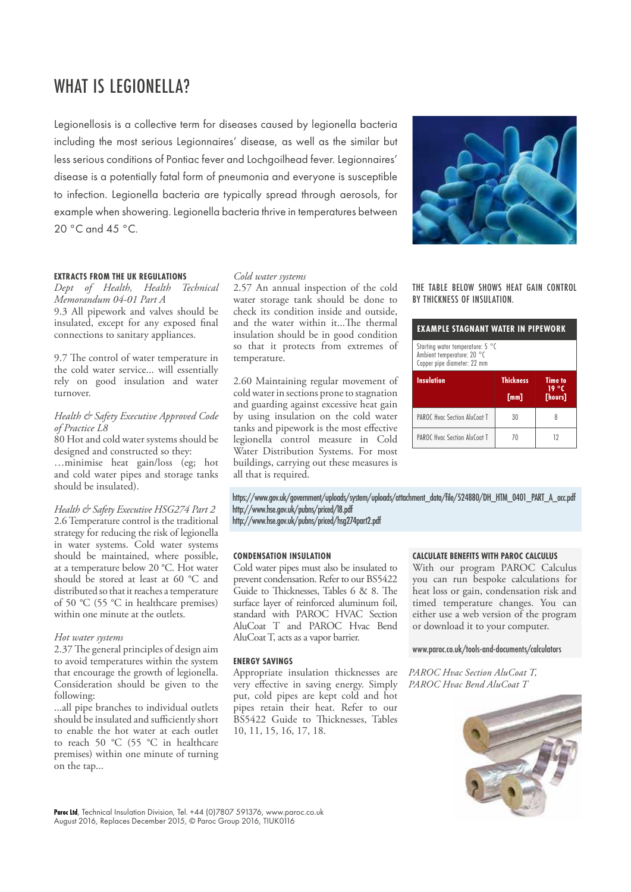# WHAT IS LEGIONELLA?

Legionellosis is a collective term for diseases caused by legionella bacteria including the most serious Legionnaires' disease, as well as the similar but less serious conditions of Pontiac fever and Lochgoilhead fever. Legionnaires' disease is a potentially fatal form of pneumonia and everyone is susceptible to infection. Legionella bacteria are typically spread through aerosols, for example when showering. Legionella bacteria thrive in temperatures between 20 °C and 45 °C.

#### EXTRACTS FROM THE UK REGULATIONS

*Dept of Health, Health Technical Memorandum 04-01 Part A*

9.3 All pipework and valves should be insulated, except for any exposed final connections to sanitary appliances.

9.7 The control of water temperature in the cold water service... will essentially rely on good insulation and water turnover.

*Health & Safety Executive Approved Code of Practice L8*

80 Hot and cold water systems should be designed and constructed so they:

…minimise heat gain/loss (eg; hot and cold water pipes and storage tanks should be insulated).

*Health & Safety Executive HSG274 Part 2*

2.6 Temperature control is the traditional strategy for reducing the risk of legionella in water systems. Cold water systems should be maintained, where possible, at a temperature below 20 °C. Hot water should be stored at least at 60 °C and distributed so that it reaches a temperature of 50 °C (55 °C in healthcare premises) within one minute at the outlets.

*Hot water systems*

2.37 The general principles of design aim to avoid temperatures within the system that encourage the growth of legionella. Consideration should be given to the following:

...all pipe branches to individual outlets should be insulated and sufficiently short to enable the hot water at each outlet to reach 50 °C (55 °C in healthcare premises) within one minute of turning on the tap...

*Cold water systems*

2.57 An annual inspection of the cold water storage tank should be done to check its condition inside and outside, and the water within it...The thermal insulation should be in good condition so that it protects from extremes of temperature.

2.60 Maintaining regular movement of cold water in sections prone to stagnation and guarding against excessive heat gain by using insulation on the cold water tanks and pipework is the most effective legionella control measure in Cold Water Distribution Systems. For most buildings, carrying out these measures is all that is required.

THE TABLE BELOW SHOWS HEAT GAIN CONTROL BY THICKNESS OF INSULATION.

**EXAMPLE STAGNANT WATER IN PIPEWORK**

Starting water temperature: 5 °C
Ambient temperature: 20 °C
Copper pipe diameter: 22 mm

| Insulation | Thickness [mm] | Time to 19 °C [hours] |
|---|---|---|
| PAROC Hvac Section AluCoat T | 30 | 8 |
| PAROC Hvac Section AluCoat T | 70 | 12 |

https://www.gov.uk/government/uploads/system/uploads/attachment_data/file/524880/DH_HTM_0401_PART_A_acc.pdf
http://www.hse.gov.uk/pubns/priced/l8.pdf
http://www.hse.gov.uk/pubns/priced/hsg274part2.pdf

#### CONDENSATION INSULATION

Cold water pipes must also be insulated to prevent condensation. Refer to our BS5422 Guide to Thicknesses, Tables 6 & 8. The surface layer of reinforced aluminum foil, standard with PAROC HVAC Section AluCoat T and PAROC Hvac Bend AluCoat T, acts as a vapor barrier.

#### ENERGY SAVINGS

Appropriate insulation thicknesses are very effective in saving energy. Simply put, cold pipes are kept cold and hot pipes retain their heat. Refer to our BS5422 Guide to Thicknesses, Tables 10, 11, 15, 16, 17, 18.

#### CALCULATE BENEFITS WITH PAROC CALCULUS

With our program PAROC Calculus you can run bespoke calculations for heat loss or gain, condensation risk and timed temperature changes. You can either use a web version of the program or download it to your computer.

www.paroc.co.uk/tools-and-documents/calculators

*PAROC Hvac Section AluCoat T, PAROC Hvac Bend AluCoat T*

**Paroc Ltd**, Technical Insulation Division, Tel. +44 (0)7807 591376, www.paroc.co.uk
August 2016, Replaces December 2015, © Paroc Group 2016, TIUK0116